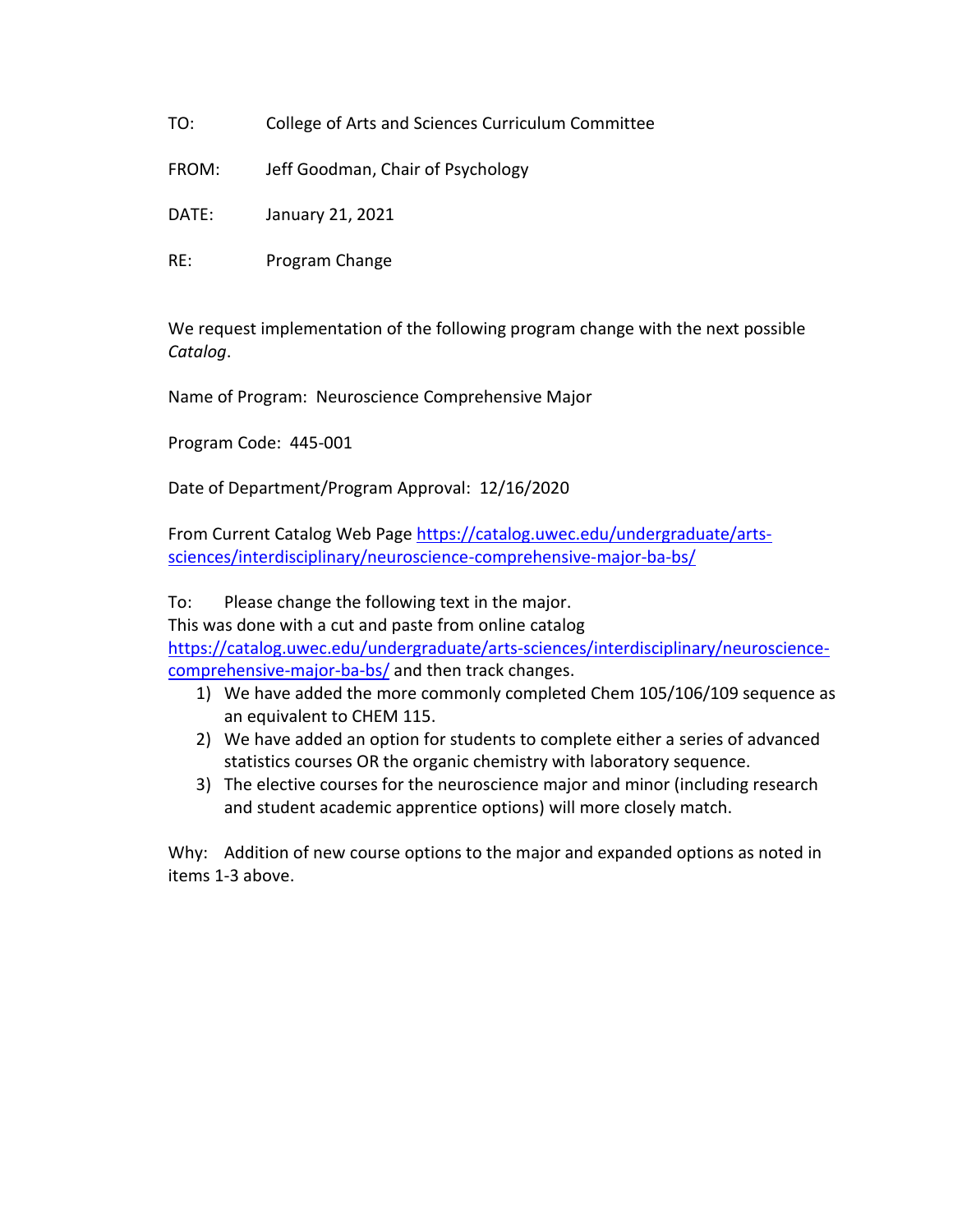TO: College of Arts and Sciences Curriculum Committee

FROM: Jeff Goodman, Chair of Psychology

DATE: January 21, 2021

RE: Program Change

We request implementation of the following program change with the next possible *Catalog*.

Name of Program: Neuroscience Comprehensive Major

Program Code: 445-001

Date of Department/Program Approval: 12/16/2020

From Current Catalog Web Page [https://catalog.uwec.edu/undergraduate/arts-sciences/interdisciplinary/neuroscience-comprehensive-major-ba-bs/](https://catalog.uwec.edu/undergraduate/arts-sciences/interdisciplinary/neuroscience-comprehensive-major-ba-bs/)

To: Please change the following text in the major.
This was done with a cut and paste from online catalog [https://catalog.uwec.edu/undergraduate/arts-sciences/interdisciplinary/neuroscience-comprehensive-major-ba-bs/](https://catalog.uwec.edu/undergraduate/arts-sciences/interdisciplinary/neuroscience-comprehensive-major-ba-bs/) and then track changes.

1) We have added the more commonly completed Chem 105/106/109 sequence as an equivalent to CHEM 115.
2) We have added an option for students to complete either a series of advanced statistics courses OR the organic chemistry with laboratory sequence.
3) The elective courses for the neuroscience major and minor (including research and student academic apprentice options) will more closely match.

Why: Addition of new course options to the major and expanded options as noted in items 1-3 above.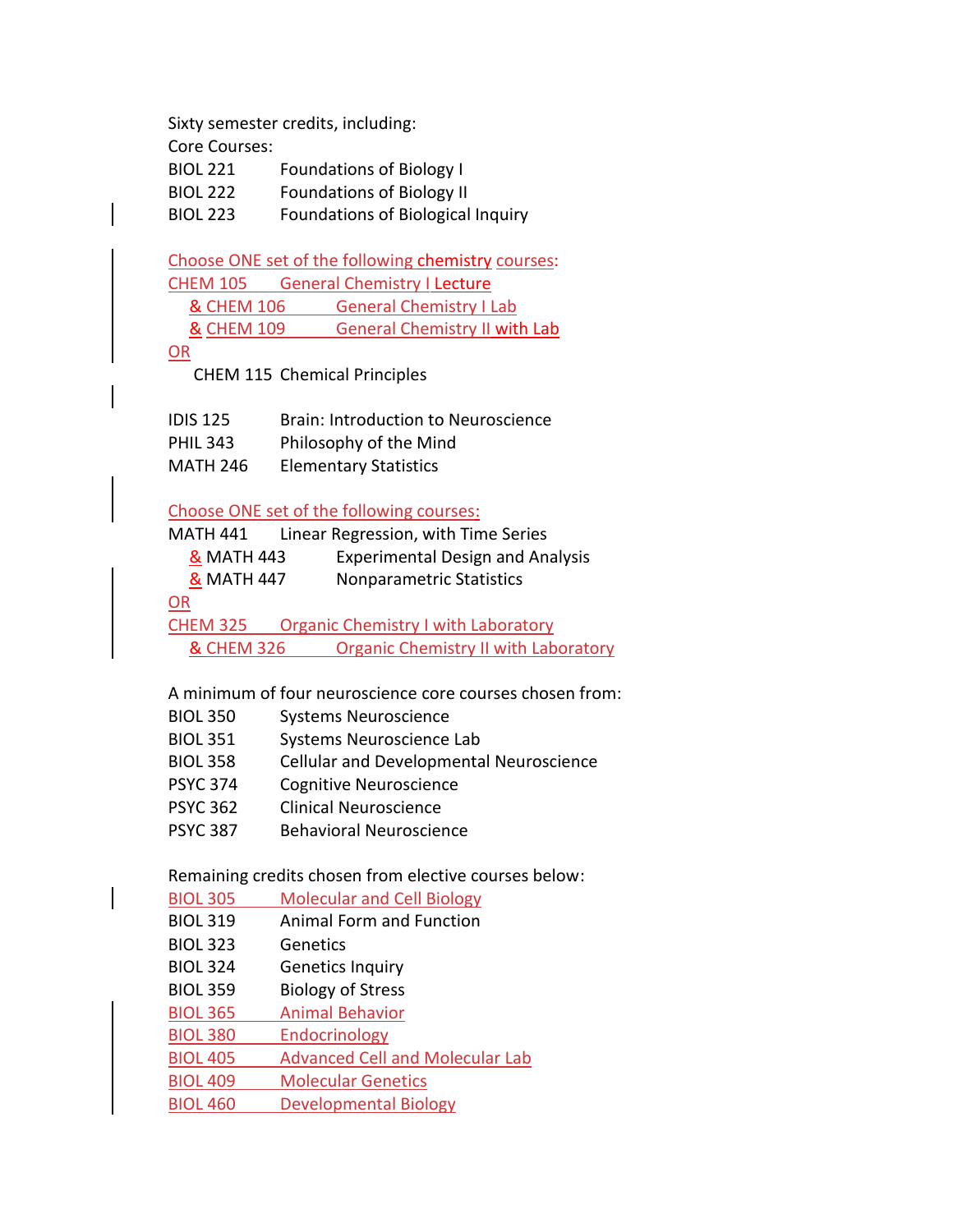Sixty semester credits, including:

Core Courses:

BIOL 221 Foundations of Biology I
BIOL 222 Foundations of Biology II
BIOL 223 Foundations of Biological Inquiry

Choose ONE set of the following chemistry courses:

CHEM 105 General Chemistry I Lecture
& CHEM 106 General Chemistry I Lab
& CHEM 109 General Chemistry II with Lab

OR

CHEM 115 Chemical Principles

IDIS 125 Brain: Introduction to Neuroscience
PHIL 343 Philosophy of the Mind
MATH 246 Elementary Statistics

Choose ONE set of the following courses:

MATH 441 Linear Regression, with Time Series
& MATH 443 Experimental Design and Analysis
& MATH 447 Nonparametric Statistics

OR

CHEM 325 Organic Chemistry I with Laboratory
& CHEM 326 Organic Chemistry II with Laboratory

A minimum of four neuroscience core courses chosen from:

BIOL 350 Systems Neuroscience
BIOL 351 Systems Neuroscience Lab
BIOL 358 Cellular and Developmental Neuroscience
PSYC 374 Cognitive Neuroscience
PSYC 362 Clinical Neuroscience
PSYC 387 Behavioral Neuroscience

Remaining credits chosen from elective courses below:

BIOL 305 Molecular and Cell Biology
BIOL 319 Animal Form and Function
BIOL 323 Genetics
BIOL 324 Genetics Inquiry
BIOL 359 Biology of Stress
BIOL 365 Animal Behavior
BIOL 380 Endocrinology
BIOL 405 Advanced Cell and Molecular Lab
BIOL 409 Molecular Genetics
BIOL 460 Developmental Biology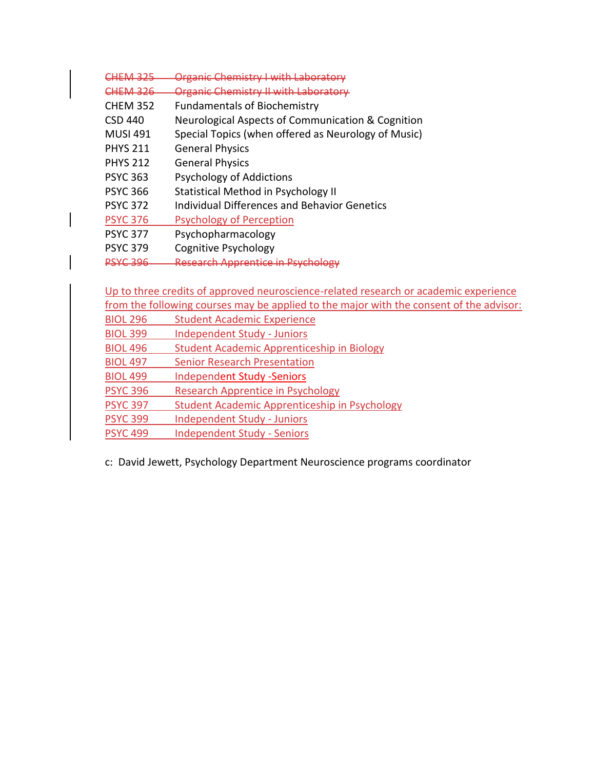| | |
|---|---|
| ~~CHEM 325~~ | ~~Organic Chemistry I with Laboratory~~ |
| ~~CHEM 326~~ | ~~Organic Chemistry II with Laboratory~~ |
| CHEM 352 | Fundamentals of Biochemistry |
| CSD 440 | Neurological Aspects of Communication & Cognition |
| MUSI 491 | Special Topics (when offered as Neurology of Music) |
| PHYS 211 | General Physics |
| PHYS 212 | General Physics |
| PSYC 363 | Psychology of Addictions |
| PSYC 366 | Statistical Method in Psychology II |
| PSYC 372 | Individual Differences and Behavior Genetics |
| PSYC 376 | Psychology of Perception |
| PSYC 377 | Psychopharmacology |
| PSYC 379 | Cognitive Psychology |
| ~~PSYC 396~~ | ~~Research Apprentice in Psychology~~ |

Up to three credits of approved neuroscience-related research or academic experience from the following courses may be applied to the major with the consent of the advisor:

| | |
|---|---|
| BIOL 296 | Student Academic Experience |
| BIOL 399 | Independent Study - Juniors |
| BIOL 496 | Student Academic Apprenticeship in Biology |
| BIOL 497 | Senior Research Presentation |
| BIOL 499 | Independent Study -Seniors |
| PSYC 396 | Research Apprentice in Psychology |
| PSYC 397 | Student Academic Apprenticeship in Psychology |
| PSYC 399 | Independent Study - Juniors |
| PSYC 499 | Independent Study - Seniors |

c: David Jewett, Psychology Department Neuroscience programs coordinator